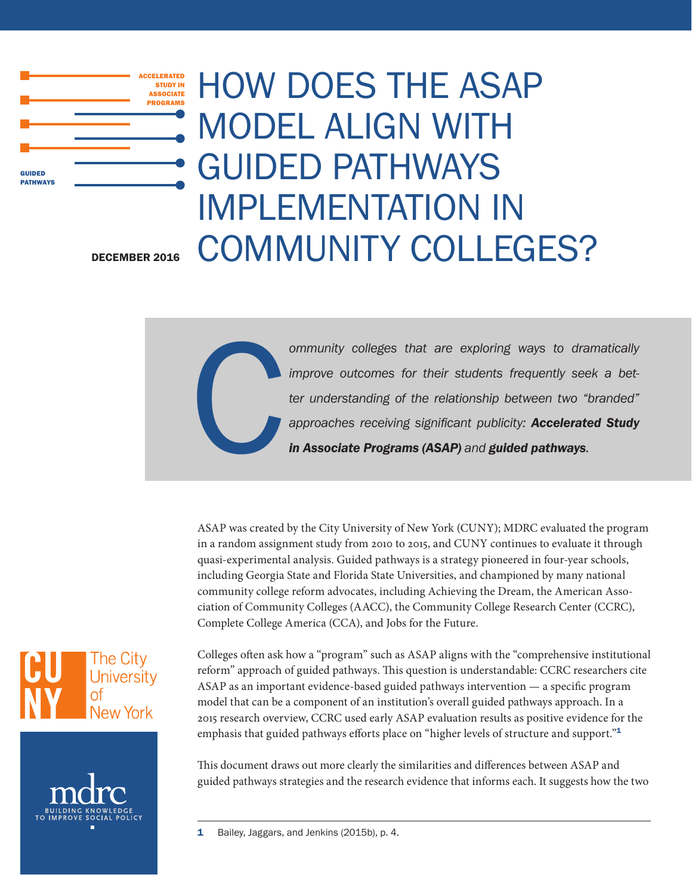ACCELERATED STUDY IN ASSOCIATE PROGRAMS

GUIDED PATHWAYS

DECEMBER 2016

# HOW DOES THE ASAP MODEL ALIGN WITH GUIDED PATHWAYS IMPLEMENTATION IN COMMUNITY COLLEGES?

*Community colleges that are exploring ways to dramatically improve outcomes for their students frequently seek a better understanding of the relationship between two "branded" approaches receiving significant publicity:* ***Accelerated Study in Associate Programs (ASAP)*** *and* ***guided pathways****.*

ASAP was created by the City University of New York (CUNY); MDRC evaluated the program in a random assignment study from 2010 to 2015, and CUNY continues to evaluate it through quasi-experimental analysis. Guided pathways is a strategy pioneered in four-year schools, including Georgia State and Florida State Universities, and championed by many national community college reform advocates, including Achieving the Dream, the American Association of Community Colleges (AACC), the Community College Research Center (CCRC), Complete College America (CCA), and Jobs for the Future.

Colleges often ask how a "program" such as ASAP aligns with the "comprehensive institutional reform" approach of guided pathways. This question is understandable: CCRC researchers cite ASAP as an important evidence-based guided pathways intervention — a specific program model that can be a component of an institution's overall guided pathways approach. In a 2015 research overview, CCRC used early ASAP evaluation results as positive evidence for the emphasis that guided pathways efforts place on "higher levels of structure and support."[1]

This document draws out more clearly the similarities and differences between ASAP and guided pathways strategies and the research evidence that informs each. It suggests how the two

The City University of New York

mdrc BUILDING KNOWLEDGE TO IMPROVE SOCIAL POLICY

1 Bailey, Jaggars, and Jenkins (2015b), p. 4.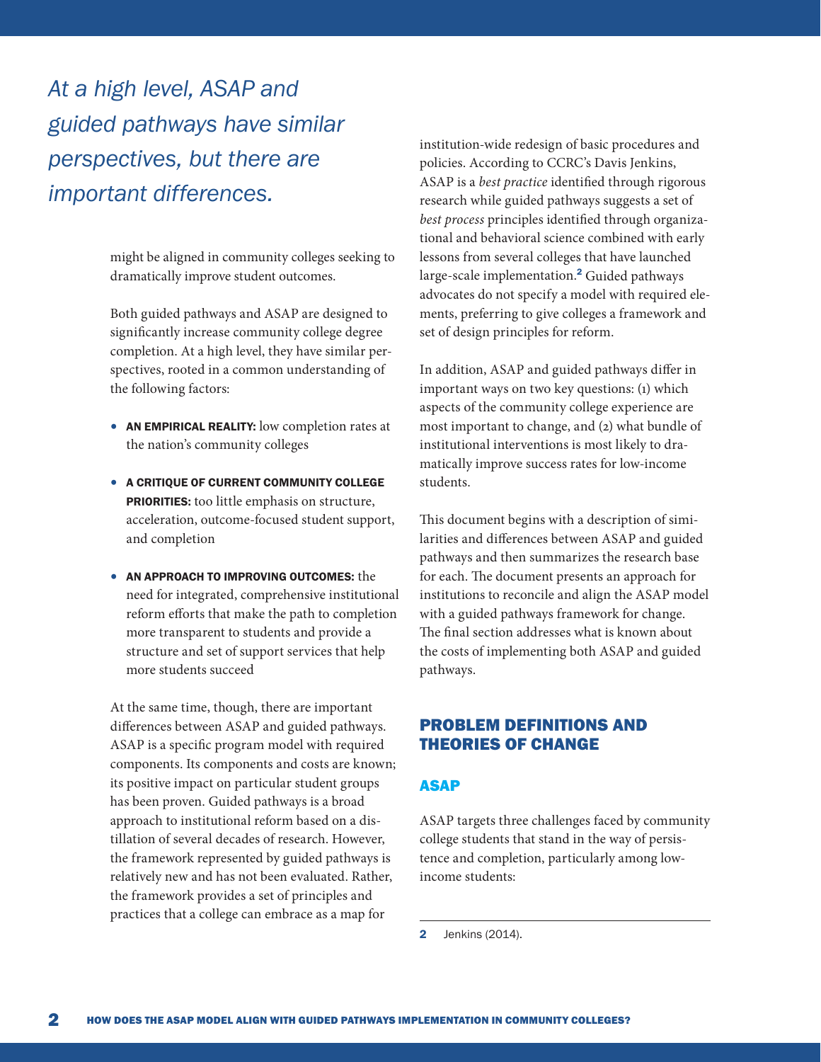*At a high level, ASAP and guided pathways have similar perspectives, but there are important differences.*

might be aligned in community colleges seeking to dramatically improve student outcomes.

Both guided pathways and ASAP are designed to significantly increase community college degree completion. At a high level, they have similar perspectives, rooted in a common understanding of the following factors:

- **AN EMPIRICAL REALITY:** low completion rates at the nation's community colleges
- **A CRITIQUE OF CURRENT COMMUNITY COLLEGE PRIORITIES:** too little emphasis on structure, acceleration, outcome-focused student support, and completion
- **AN APPROACH TO IMPROVING OUTCOMES:** the need for integrated, comprehensive institutional reform efforts that make the path to completion more transparent to students and provide a structure and set of support services that help more students succeed

At the same time, though, there are important differences between ASAP and guided pathways. ASAP is a specific program model with required components. Its components and costs are known; its positive impact on particular student groups has been proven. Guided pathways is a broad approach to institutional reform based on a distillation of several decades of research. However, the framework represented by guided pathways is relatively new and has not been evaluated. Rather, the framework provides a set of principles and practices that a college can embrace as a map for institution-wide redesign of basic procedures and policies. According to CCRC's Davis Jenkins, ASAP is a *best practice* identified through rigorous research while guided pathways suggests a set of *best process* principles identified through organizational and behavioral science combined with early lessons from several colleges that have launched large-scale implementation.[2] Guided pathways advocates do not specify a model with required elements, preferring to give colleges a framework and set of design principles for reform.

In addition, ASAP and guided pathways differ in important ways on two key questions: (1) which aspects of the community college experience are most important to change, and (2) what bundle of institutional interventions is most likely to dramatically improve success rates for low-income students.

This document begins with a description of similarities and differences between ASAP and guided pathways and then summarizes the research base for each. The document presents an approach for institutions to reconcile and align the ASAP model with a guided pathways framework for change. The final section addresses what is known about the costs of implementing both ASAP and guided pathways.

## PROBLEM DEFINITIONS AND THEORIES OF CHANGE

### ASAP

ASAP targets three challenges faced by community college students that stand in the way of persistence and completion, particularly among low-income students:

---

2 Jenkins (2014).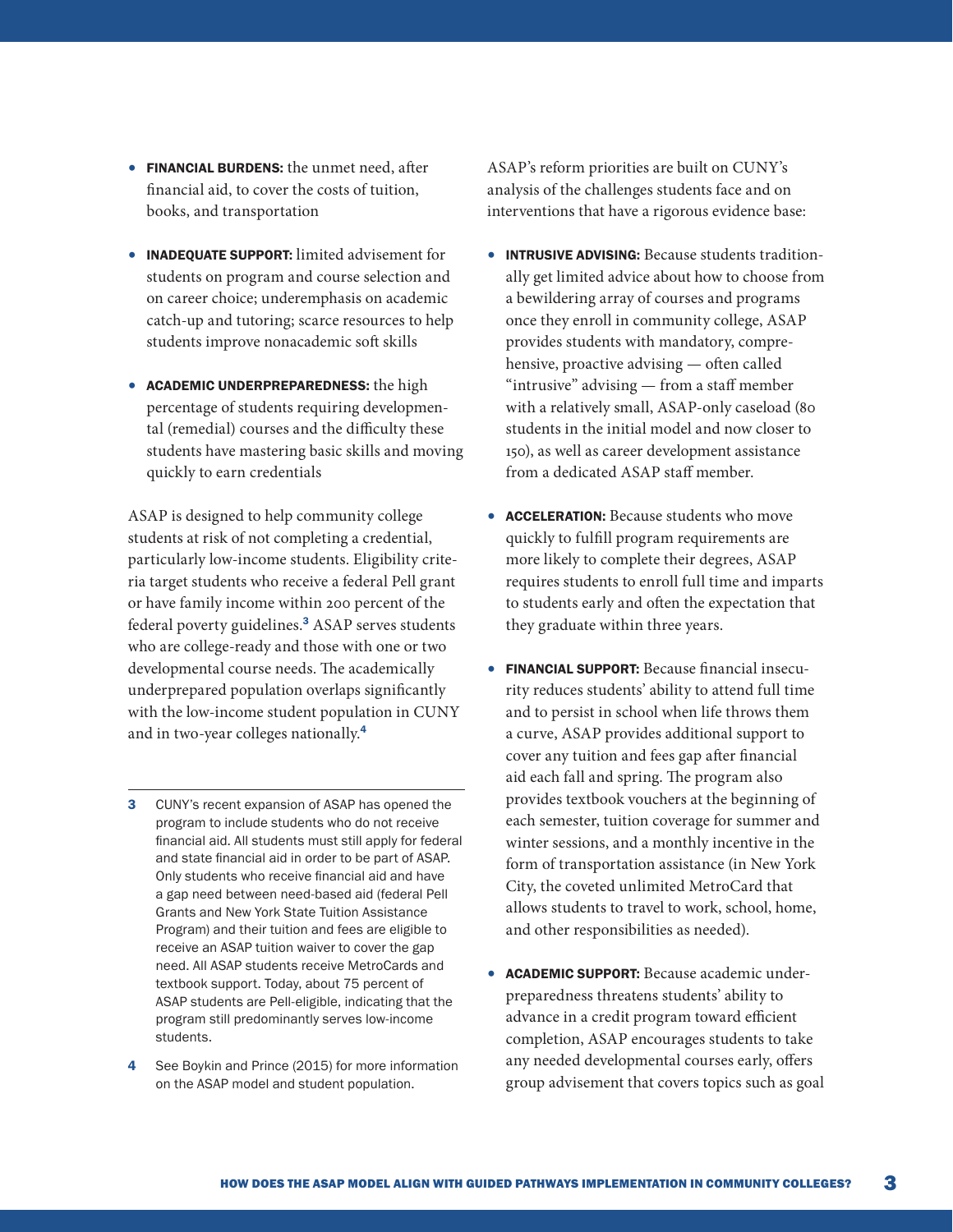- **FINANCIAL BURDENS:** the unmet need, after financial aid, to cover the costs of tuition, books, and transportation

- **INADEQUATE SUPPORT:** limited advisement for students on program and course selection and on career choice; underemphasis on academic catch-up and tutoring; scarce resources to help students improve nonacademic soft skills

- **ACADEMIC UNDERPREPAREDNESS:** the high percentage of students requiring developmental (remedial) courses and the difficulty these students have mastering basic skills and moving quickly to earn credentials

ASAP is designed to help community college students at risk of not completing a credential, particularly low-income students. Eligibility criteria target students who receive a federal Pell grant or have family income within 200 percent of the federal poverty guidelines.[3] ASAP serves students who are college-ready and those with one or two developmental course needs. The academically underprepared population overlaps significantly with the low-income student population in CUNY and in two-year colleges nationally.[4]

ASAP's reform priorities are built on CUNY's analysis of the challenges students face and on interventions that have a rigorous evidence base:

- **INTRUSIVE ADVISING:** Because students traditionally get limited advice about how to choose from a bewildering array of courses and programs once they enroll in community college, ASAP provides students with mandatory, comprehensive, proactive advising — often called "intrusive" advising — from a staff member with a relatively small, ASAP-only caseload (80 students in the initial model and now closer to 150), as well as career development assistance from a dedicated ASAP staff member.

- **ACCELERATION:** Because students who move quickly to fulfill program requirements are more likely to complete their degrees, ASAP requires students to enroll full time and imparts to students early and often the expectation that they graduate within three years.

- **FINANCIAL SUPPORT:** Because financial insecurity reduces students' ability to attend full time and to persist in school when life throws them a curve, ASAP provides additional support to cover any tuition and fees gap after financial aid each fall and spring. The program also provides textbook vouchers at the beginning of each semester, tuition coverage for summer and winter sessions, and a monthly incentive in the form of transportation assistance (in New York City, the coveted unlimited MetroCard that allows students to travel to work, school, home, and other responsibilities as needed).

- **ACADEMIC SUPPORT:** Because academic underpreparedness threatens students' ability to advance in a credit program toward efficient completion, ASAP encourages students to take any needed developmental courses early, offers group advisement that covers topics such as goal

---

[3] CUNY's recent expansion of ASAP has opened the program to include students who do not receive financial aid. All students must still apply for federal and state financial aid in order to be part of ASAP. Only students who receive financial aid and have a gap need between need-based aid (federal Pell Grants and New York State Tuition Assistance Program) and their tuition and fees are eligible to receive an ASAP tuition waiver to cover the gap need. All ASAP students receive MetroCards and textbook support. Today, about 75 percent of ASAP students are Pell-eligible, indicating that the program still predominantly serves low-income students.

[4] See Boykin and Prince (2015) for more information on the ASAP model and student population.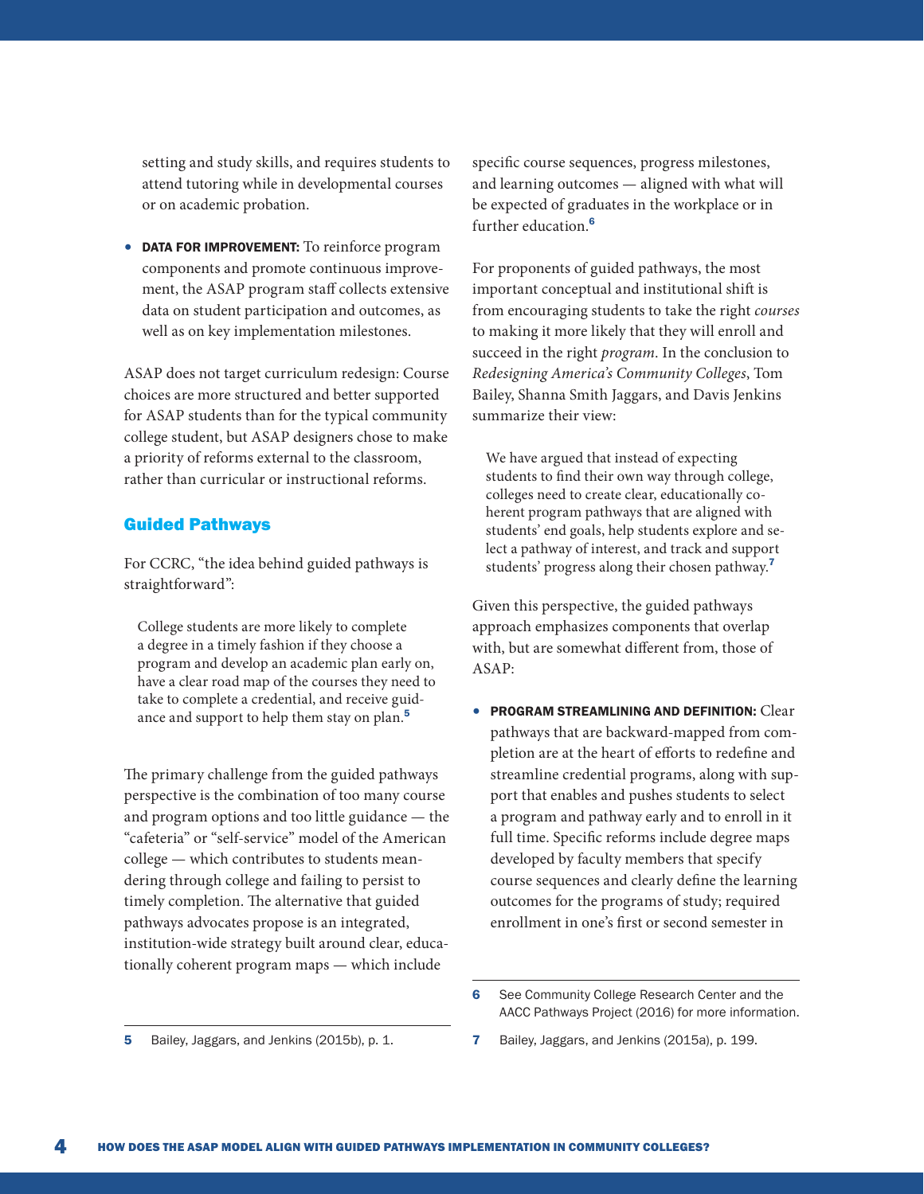setting and study skills, and requires students to attend tutoring while in developmental courses or on academic probation.

- **DATA FOR IMPROVEMENT:** To reinforce program components and promote continuous improvement, the ASAP program staff collects extensive data on student participation and outcomes, as well as on key implementation milestones.

ASAP does not target curriculum redesign: Course choices are more structured and better supported for ASAP students than for the typical community college student, but ASAP designers chose to make a priority of reforms external to the classroom, rather than curricular or instructional reforms.

## Guided Pathways

For CCRC, "the idea behind guided pathways is straightforward":

> College students are more likely to complete a degree in a timely fashion if they choose a program and develop an academic plan early on, have a clear road map of the courses they need to take to complete a credential, and receive guidance and support to help them stay on plan.[5]

The primary challenge from the guided pathways perspective is the combination of too many course and program options and too little guidance — the "cafeteria" or "self-service" model of the American college — which contributes to students meandering through college and failing to persist to timely completion. The alternative that guided pathways advocates propose is an integrated, institution-wide strategy built around clear, educationally coherent program maps — which include specific course sequences, progress milestones, and learning outcomes — aligned with what will be expected of graduates in the workplace or in further education.[6]

For proponents of guided pathways, the most important conceptual and institutional shift is from encouraging students to take the right *courses* to making it more likely that they will enroll and succeed in the right *program*. In the conclusion to *Redesigning America's Community Colleges*, Tom Bailey, Shanna Smith Jaggars, and Davis Jenkins summarize their view:

> We have argued that instead of expecting students to find their own way through college, colleges need to create clear, educationally coherent program pathways that are aligned with students' end goals, help students explore and select a pathway of interest, and track and support students' progress along their chosen pathway.[7]

Given this perspective, the guided pathways approach emphasizes components that overlap with, but are somewhat different from, those of ASAP:

- **PROGRAM STREAMLINING AND DEFINITION:** Clear pathways that are backward-mapped from completion are at the heart of efforts to redefine and streamline credential programs, along with support that enables and pushes students to select a program and pathway early and to enroll in it full time. Specific reforms include degree maps developed by faculty members that specify course sequences and clearly define the learning outcomes for the programs of study; required enrollment in one's first or second semester in

---

5 Bailey, Jaggars, and Jenkins (2015b), p. 1.

6 See Community College Research Center and the AACC Pathways Project (2016) for more information.

7 Bailey, Jaggars, and Jenkins (2015a), p. 199.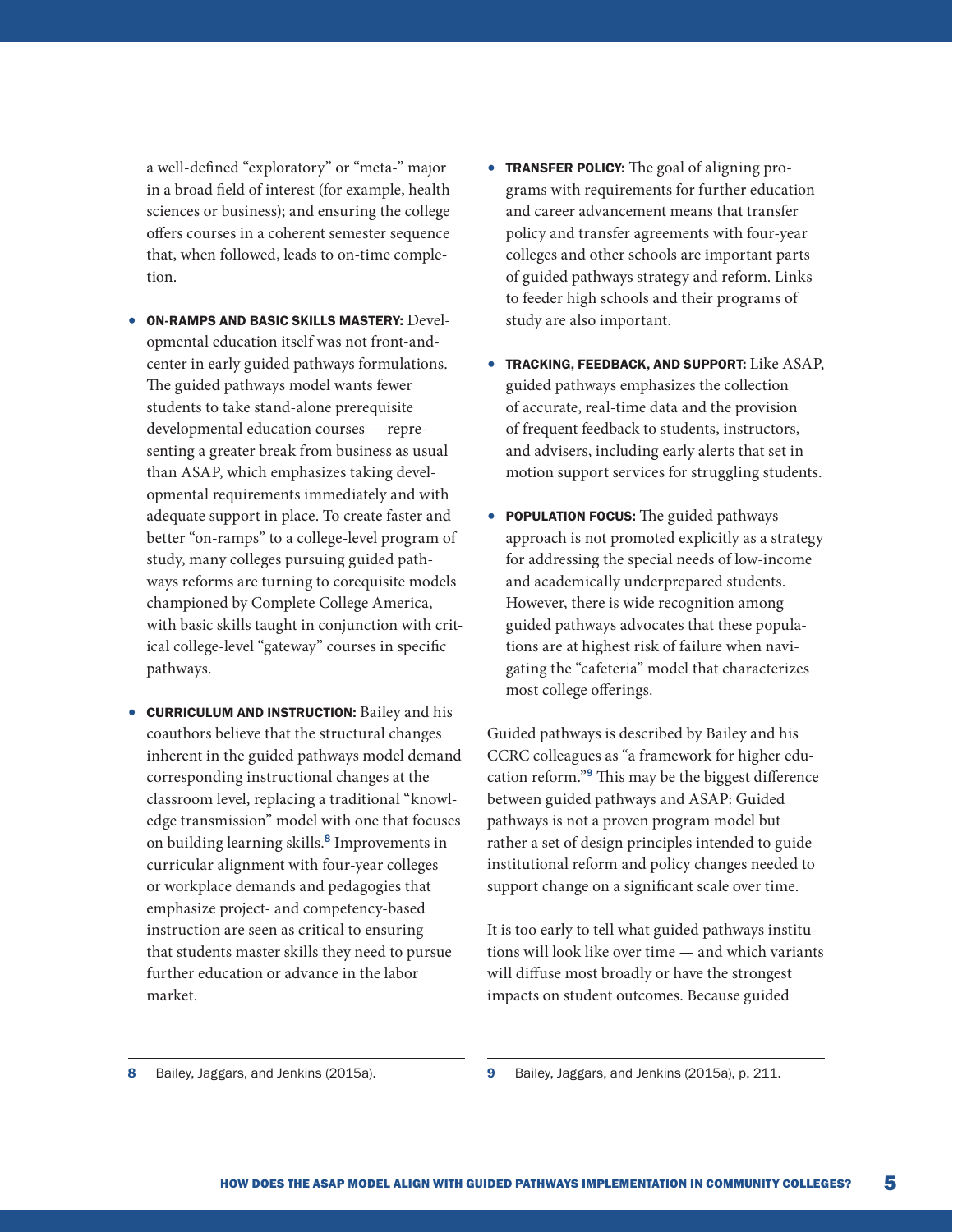a well-defined "exploratory" or "meta-" major in a broad field of interest (for example, health sciences or business); and ensuring the college offers courses in a coherent semester sequence that, when followed, leads to on-time completion.

- **ON-RAMPS AND BASIC SKILLS MASTERY:** Developmental education itself was not front-and-center in early guided pathways formulations. The guided pathways model wants fewer students to take stand-alone prerequisite developmental education courses — representing a greater break from business as usual than ASAP, which emphasizes taking developmental requirements immediately and with adequate support in place. To create faster and better "on-ramps" to a college-level program of study, many colleges pursuing guided pathways reforms are turning to corequisite models championed by Complete College America, with basic skills taught in conjunction with critical college-level "gateway" courses in specific pathways.

- **CURRICULUM AND INSTRUCTION:** Bailey and his coauthors believe that the structural changes inherent in the guided pathways model demand corresponding instructional changes at the classroom level, replacing a traditional "knowledge transmission" model with one that focuses on building learning skills.[8] Improvements in curricular alignment with four-year colleges or workplace demands and pedagogies that emphasize project- and competency-based instruction are seen as critical to ensuring that students master skills they need to pursue further education or advance in the labor market.

- **TRANSFER POLICY:** The goal of aligning programs with requirements for further education and career advancement means that transfer policy and transfer agreements with four-year colleges and other schools are important parts of guided pathways strategy and reform. Links to feeder high schools and their programs of study are also important.

- **TRACKING, FEEDBACK, AND SUPPORT:** Like ASAP, guided pathways emphasizes the collection of accurate, real-time data and the provision of frequent feedback to students, instructors, and advisers, including early alerts that set in motion support services for struggling students.

- **POPULATION FOCUS:** The guided pathways approach is not promoted explicitly as a strategy for addressing the special needs of low-income and academically underprepared students. However, there is wide recognition among guided pathways advocates that these populations are at highest risk of failure when navigating the "cafeteria" model that characterizes most college offerings.

Guided pathways is described by Bailey and his CCRC colleagues as "a framework for higher education reform."[9] This may be the biggest difference between guided pathways and ASAP: Guided pathways is not a proven program model but rather a set of design principles intended to guide institutional reform and policy changes needed to support change on a significant scale over time.

It is too early to tell what guided pathways institutions will look like over time — and which variants will diffuse most broadly or have the strongest impacts on student outcomes. Because guided

8 Bailey, Jaggars, and Jenkins (2015a).

9 Bailey, Jaggars, and Jenkins (2015a), p. 211.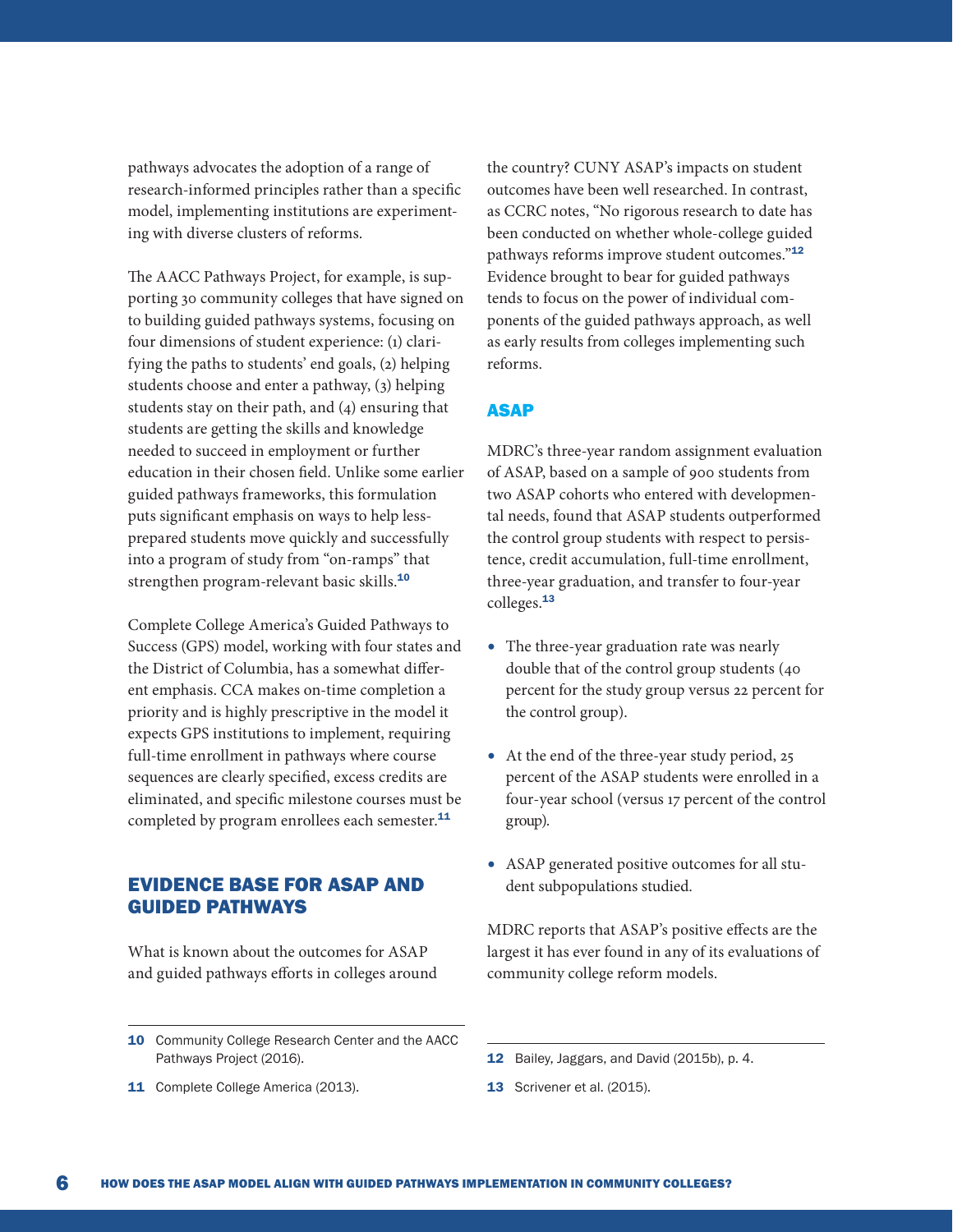pathways advocates the adoption of a range of research-informed principles rather than a specific model, implementing institutions are experimenting with diverse clusters of reforms.

The AACC Pathways Project, for example, is supporting 30 community colleges that have signed on to building guided pathways systems, focusing on four dimensions of student experience: (1) clarifying the paths to students' end goals, (2) helping students choose and enter a pathway, (3) helping students stay on their path, and (4) ensuring that students are getting the skills and knowledge needed to succeed in employment or further education in their chosen field. Unlike some earlier guided pathways frameworks, this formulation puts significant emphasis on ways to help less-prepared students move quickly and successfully into a program of study from "on-ramps" that strengthen program-relevant basic skills.[10]

Complete College America's Guided Pathways to Success (GPS) model, working with four states and the District of Columbia, has a somewhat different emphasis. CCA makes on-time completion a priority and is highly prescriptive in the model it expects GPS institutions to implement, requiring full-time enrollment in pathways where course sequences are clearly specified, excess credits are eliminated, and specific milestone courses must be completed by program enrollees each semester.[11]

## EVIDENCE BASE FOR ASAP AND GUIDED PATHWAYS

What is known about the outcomes for ASAP and guided pathways efforts in colleges around the country? CUNY ASAP's impacts on student outcomes have been well researched. In contrast, as CCRC notes, "No rigorous research to date has been conducted on whether whole-college guided pathways reforms improve student outcomes."[12] Evidence brought to bear for guided pathways tends to focus on the power of individual components of the guided pathways approach, as well as early results from colleges implementing such reforms.

### ASAP

MDRC's three-year random assignment evaluation of ASAP, based on a sample of 900 students from two ASAP cohorts who entered with developmental needs, found that ASAP students outperformed the control group students with respect to persistence, credit accumulation, full-time enrollment, three-year graduation, and transfer to four-year colleges.[13]

- The three-year graduation rate was nearly double that of the control group students (40 percent for the study group versus 22 percent for the control group).
- At the end of the three-year study period, 25 percent of the ASAP students were enrolled in a four-year school (versus 17 percent of the control group).
- ASAP generated positive outcomes for all student subpopulations studied.

MDRC reports that ASAP's positive effects are the largest it has ever found in any of its evaluations of community college reform models.

---

10 Community College Research Center and the AACC Pathways Project (2016).

11 Complete College America (2013).

12 Bailey, Jaggars, and David (2015b), p. 4.

13 Scrivener et al. (2015).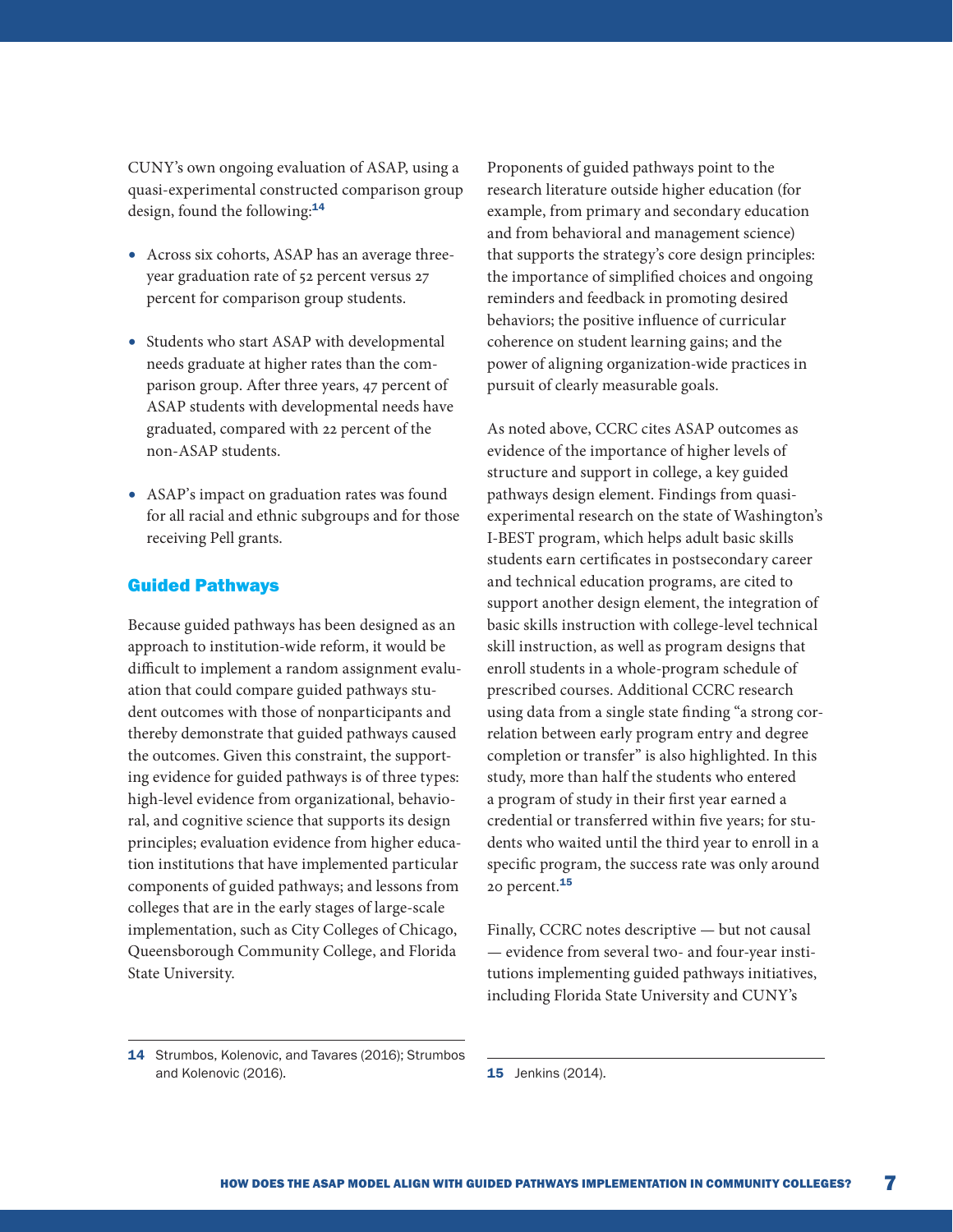CUNY's own ongoing evaluation of ASAP, using a quasi-experimental constructed comparison group design, found the following:[14]

- Across six cohorts, ASAP has an average three-year graduation rate of 52 percent versus 27 percent for comparison group students.
- Students who start ASAP with developmental needs graduate at higher rates than the comparison group. After three years, 47 percent of ASAP students with developmental needs have graduated, compared with 22 percent of the non-ASAP students.
- ASAP's impact on graduation rates was found for all racial and ethnic subgroups and for those receiving Pell grants.

## Guided Pathways

Because guided pathways has been designed as an approach to institution-wide reform, it would be difficult to implement a random assignment evaluation that could compare guided pathways student outcomes with those of nonparticipants and thereby demonstrate that guided pathways caused the outcomes. Given this constraint, the supporting evidence for guided pathways is of three types: high-level evidence from organizational, behavioral, and cognitive science that supports its design principles; evaluation evidence from higher education institutions that have implemented particular components of guided pathways; and lessons from colleges that are in the early stages of large-scale implementation, such as City Colleges of Chicago, Queensborough Community College, and Florida State University.

Proponents of guided pathways point to the research literature outside higher education (for example, from primary and secondary education and from behavioral and management science) that supports the strategy's core design principles: the importance of simplified choices and ongoing reminders and feedback in promoting desired behaviors; the positive influence of curricular coherence on student learning gains; and the power of aligning organization-wide practices in pursuit of clearly measurable goals.

As noted above, CCRC cites ASAP outcomes as evidence of the importance of higher levels of structure and support in college, a key guided pathways design element. Findings from quasi-experimental research on the state of Washington's I-BEST program, which helps adult basic skills students earn certificates in postsecondary career and technical education programs, are cited to support another design element, the integration of basic skills instruction with college-level technical skill instruction, as well as program designs that enroll students in a whole-program schedule of prescribed courses. Additional CCRC research using data from a single state finding "a strong correlation between early program entry and degree completion or transfer" is also highlighted. In this study, more than half the students who entered a program of study in their first year earned a credential or transferred within five years; for students who waited until the third year to enroll in a specific program, the success rate was only around 20 percent.[15]

Finally, CCRC notes descriptive — but not causal — evidence from several two- and four-year institutions implementing guided pathways initiatives, including Florida State University and CUNY's

---

14 Strumbos, Kolenovic, and Tavares (2016); Strumbos and Kolenovic (2016).

15 Jenkins (2014).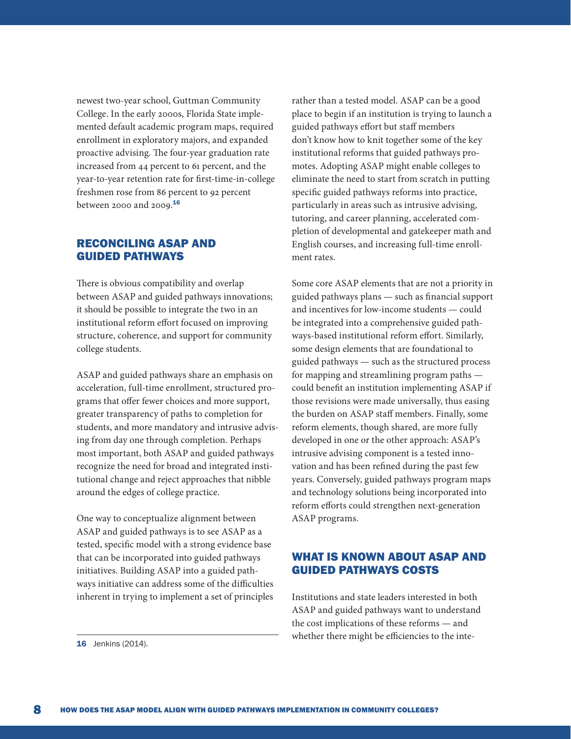newest two-year school, Guttman Community College. In the early 2000s, Florida State implemented default academic program maps, required enrollment in exploratory majors, and expanded proactive advising. The four-year graduation rate increased from 44 percent to 61 percent, and the year-to-year retention rate for first-time-in-college freshmen rose from 86 percent to 92 percent between 2000 and 2009.[16]

## RECONCILING ASAP AND GUIDED PATHWAYS

There is obvious compatibility and overlap between ASAP and guided pathways innovations; it should be possible to integrate the two in an institutional reform effort focused on improving structure, coherence, and support for community college students.

ASAP and guided pathways share an emphasis on acceleration, full-time enrollment, structured programs that offer fewer choices and more support, greater transparency of paths to completion for students, and more mandatory and intrusive advising from day one through completion. Perhaps most important, both ASAP and guided pathways recognize the need for broad and integrated institutional change and reject approaches that nibble around the edges of college practice.

One way to conceptualize alignment between ASAP and guided pathways is to see ASAP as a tested, specific model with a strong evidence base that can be incorporated into guided pathways initiatives. Building ASAP into a guided pathways initiative can address some of the difficulties inherent in trying to implement a set of principles rather than a tested model. ASAP can be a good place to begin if an institution is trying to launch a guided pathways effort but staff members don't know how to knit together some of the key institutional reforms that guided pathways promotes. Adopting ASAP might enable colleges to eliminate the need to start from scratch in putting specific guided pathways reforms into practice, particularly in areas such as intrusive advising, tutoring, and career planning, accelerated completion of developmental and gatekeeper math and English courses, and increasing full-time enrollment rates.

Some core ASAP elements that are not a priority in guided pathways plans — such as financial support and incentives for low-income students — could be integrated into a comprehensive guided pathways-based institutional reform effort. Similarly, some design elements that are foundational to guided pathways — such as the structured process for mapping and streamlining program paths — could benefit an institution implementing ASAP if those revisions were made universally, thus easing the burden on ASAP staff members. Finally, some reform elements, though shared, are more fully developed in one or the other approach: ASAP's intrusive advising component is a tested innovation and has been refined during the past few years. Conversely, guided pathways program maps and technology solutions being incorporated into reform efforts could strengthen next-generation ASAP programs.

## WHAT IS KNOWN ABOUT ASAP AND GUIDED PATHWAYS COSTS

Institutions and state leaders interested in both ASAP and guided pathways want to understand the cost implications of these reforms — and whether there might be efficiencies to the inte-

---

16 Jenkins (2014).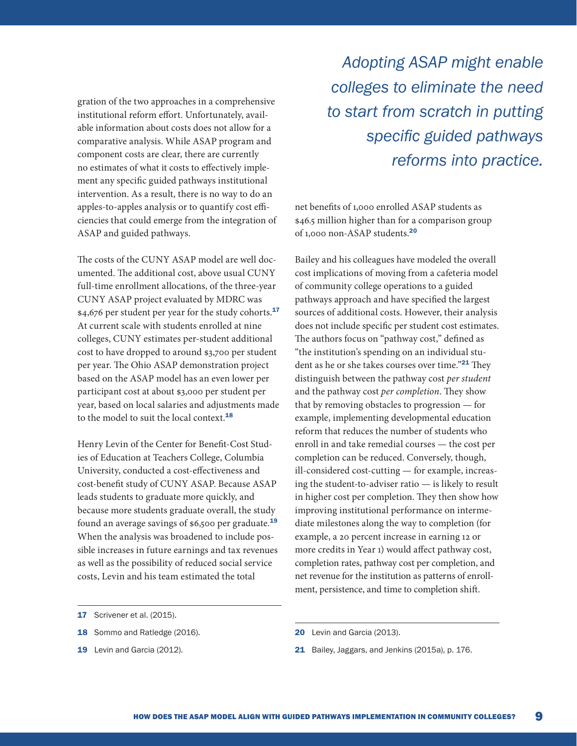gration of the two approaches in a comprehensive institutional reform effort. Unfortunately, available information about costs does not allow for a comparative analysis. While ASAP program and component costs are clear, there are currently no estimates of what it costs to effectively implement any specific guided pathways institutional intervention. As a result, there is no way to do an apples-to-apples analysis or to quantify cost efficiencies that could emerge from the integration of ASAP and guided pathways.

The costs of the CUNY ASAP model are well documented. The additional cost, above usual CUNY full-time enrollment allocations, of the three-year CUNY ASAP project evaluated by MDRC was $4,676 per student per year for the study cohorts.[17] At current scale with students enrolled at nine colleges, CUNY estimates per-student additional cost to have dropped to around $3,700 per student per year. The Ohio ASAP demonstration project based on the ASAP model has an even lower per participant cost at about $3,000 per student per year, based on local salaries and adjustments made to the model to suit the local context.[18]

Henry Levin of the Center for Benefit-Cost Studies of Education at Teachers College, Columbia University, conducted a cost-effectiveness and cost-benefit study of CUNY ASAP. Because ASAP leads students to graduate more quickly, and because more students graduate overall, the study found an average savings of $6,500 per graduate.[19] When the analysis was broadened to include possible increases in future earnings and tax revenues as well as the possibility of reduced social service costs, Levin and his team estimated the total net benefits of 1,000 enrolled ASAP students as $46.5 million higher than for a comparison group of 1,000 non-ASAP students.[20]

*Adopting ASAP might enable colleges to eliminate the need to start from scratch in putting specific guided pathways reforms into practice.*

Bailey and his colleagues have modeled the overall cost implications of moving from a cafeteria model of community college operations to a guided pathways approach and have specified the largest sources of additional costs. However, their analysis does not include specific per student cost estimates. The authors focus on "pathway cost," defined as "the institution's spending on an individual student as he or she takes courses over time."[21] They distinguish between the pathway cost *per student* and the pathway cost *per completion*. They show that by removing obstacles to progression — for example, implementing developmental education reform that reduces the number of students who enroll in and take remedial courses — the cost per completion can be reduced. Conversely, though, ill-considered cost-cutting — for example, increasing the student-to-adviser ratio — is likely to result in higher cost per completion. They then show how improving institutional performance on intermediate milestones along the way to completion (for example, a 20 percent increase in earning 12 or more credits in Year 1) would affect pathway cost, completion rates, pathway cost per completion, and net revenue for the institution as patterns of enrollment, persistence, and time to completion shift.

---

17 Scrivener et al. (2015).

18 Sommo and Ratledge (2016).

19 Levin and Garcia (2012).

20 Levin and Garcia (2013).

21 Bailey, Jaggars, and Jenkins (2015a), p. 176.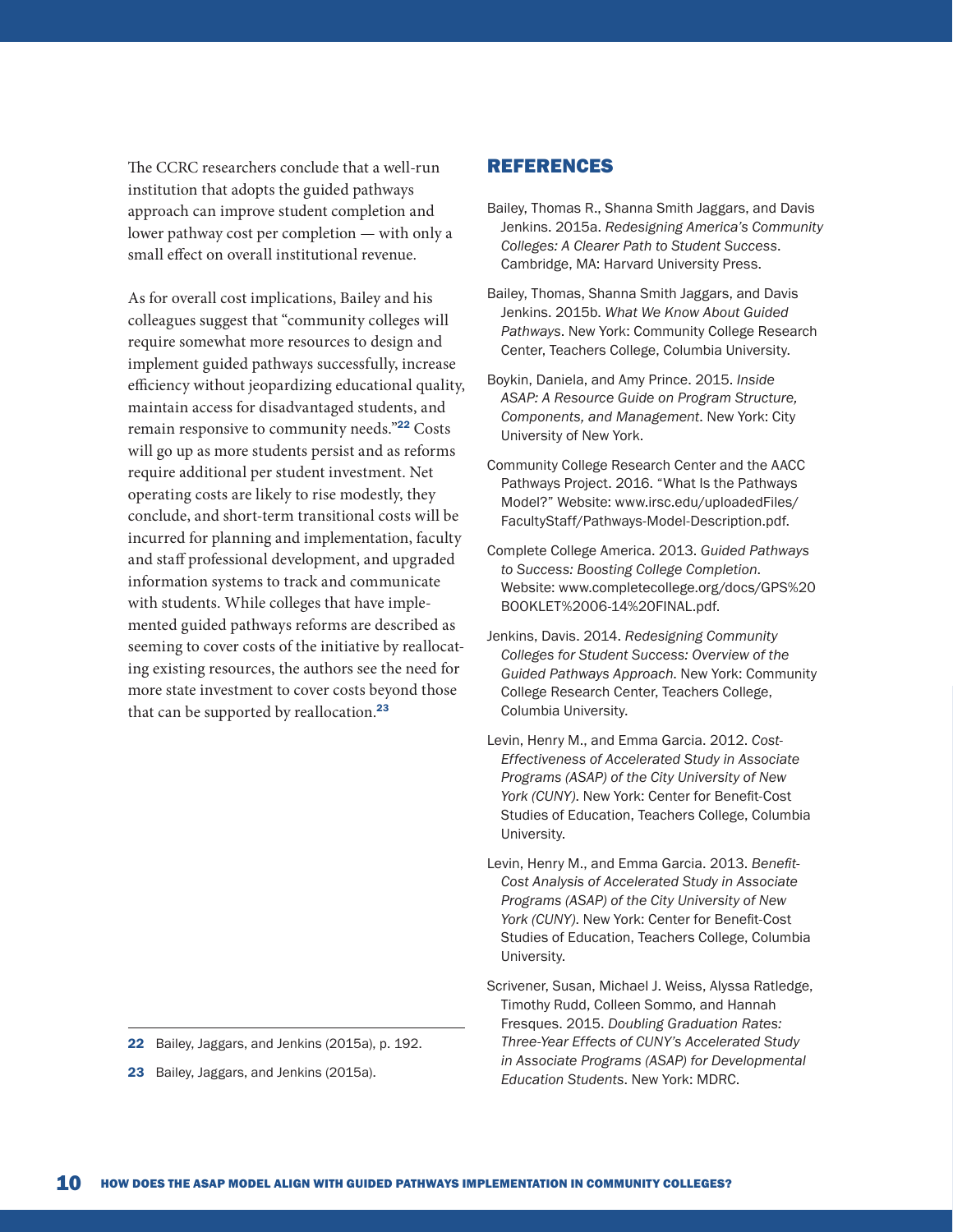The CCRC researchers conclude that a well-run institution that adopts the guided pathways approach can improve student completion and lower pathway cost per completion — with only a small effect on overall institutional revenue.

As for overall cost implications, Bailey and his colleagues suggest that "community colleges will require somewhat more resources to design and implement guided pathways successfully, increase efficiency without jeopardizing educational quality, maintain access for disadvantaged students, and remain responsive to community needs."[22] Costs will go up as more students persist and as reforms require additional per student investment. Net operating costs are likely to rise modestly, they conclude, and short-term transitional costs will be incurred for planning and implementation, faculty and staff professional development, and upgraded information systems to track and communicate with students. While colleges that have implemented guided pathways reforms are described as seeming to cover costs of the initiative by reallocating existing resources, the authors see the need for more state investment to cover costs beyond those that can be supported by reallocation.[23]

22 Bailey, Jaggars, and Jenkins (2015a), p. 192.

23 Bailey, Jaggars, and Jenkins (2015a).

## REFERENCES

Bailey, Thomas R., Shanna Smith Jaggars, and Davis Jenkins. 2015a. *Redesigning America's Community Colleges: A Clearer Path to Student Success*. Cambridge, MA: Harvard University Press.

Bailey, Thomas, Shanna Smith Jaggars, and Davis Jenkins. 2015b. *What We Know About Guided Pathways*. New York: Community College Research Center, Teachers College, Columbia University.

Boykin, Daniela, and Amy Prince. 2015. *Inside ASAP: A Resource Guide on Program Structure, Components, and Management*. New York: City University of New York.

Community College Research Center and the AACC Pathways Project. 2016. "What Is the Pathways Model?" Website: www.irsc.edu/uploadedFiles/FacultyStaff/Pathways-Model-Description.pdf.

Complete College America. 2013. *Guided Pathways to Success: Boosting College Completion*. Website: www.completecollege.org/docs/GPS%20BOOKLET%2006-14%20FINAL.pdf.

Jenkins, Davis. 2014. *Redesigning Community Colleges for Student Success: Overview of the Guided Pathways Approach*. New York: Community College Research Center, Teachers College, Columbia University.

Levin, Henry M., and Emma Garcia. 2012. *Cost-Effectiveness of Accelerated Study in Associate Programs (ASAP) of the City University of New York (CUNY)*. New York: Center for Benefit-Cost Studies of Education, Teachers College, Columbia University.

Levin, Henry M., and Emma Garcia. 2013. *Benefit-Cost Analysis of Accelerated Study in Associate Programs (ASAP) of the City University of New York (CUNY)*. New York: Center for Benefit-Cost Studies of Education, Teachers College, Columbia University.

Scrivener, Susan, Michael J. Weiss, Alyssa Ratledge, Timothy Rudd, Colleen Sommo, and Hannah Fresques. 2015. *Doubling Graduation Rates: Three-Year Effects of CUNY's Accelerated Study in Associate Programs (ASAP) for Developmental Education Students*. New York: MDRC.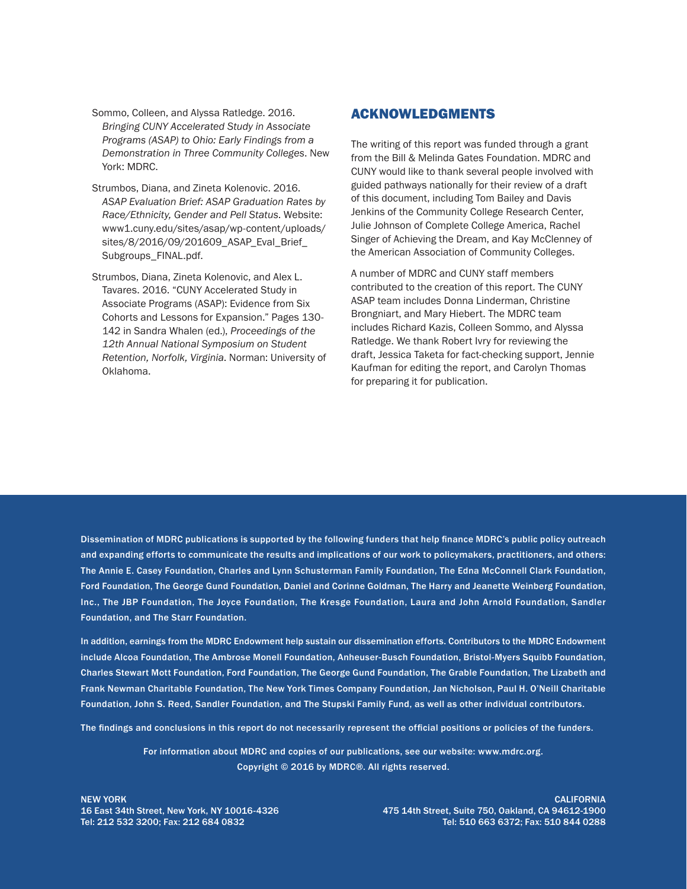Sommo, Colleen, and Alyssa Ratledge. 2016. *Bringing CUNY Accelerated Study in Associate Programs (ASAP) to Ohio: Early Findings from a Demonstration in Three Community Colleges*. New York: MDRC.

Strumbos, Diana, and Zineta Kolenovic. 2016. *ASAP Evaluation Brief: ASAP Graduation Rates by Race/Ethnicity, Gender and Pell Status*. Website: www1.cuny.edu/sites/asap/wp-content/uploads/sites/8/2016/09/201609_ASAP_Eval_Brief_Subgroups_FINAL.pdf.

Strumbos, Diana, Zineta Kolenovic, and Alex L. Tavares. 2016. "CUNY Accelerated Study in Associate Programs (ASAP): Evidence from Six Cohorts and Lessons for Expansion." Pages 130-142 in Sandra Whalen (ed.), *Proceedings of the 12th Annual National Symposium on Student Retention, Norfolk, Virginia*. Norman: University of Oklahoma.

## ACKNOWLEDGMENTS

The writing of this report was funded through a grant from the Bill & Melinda Gates Foundation. MDRC and CUNY would like to thank several people involved with guided pathways nationally for their review of a draft of this document, including Tom Bailey and Davis Jenkins of the Community College Research Center, Julie Johnson of Complete College America, Rachel Singer of Achieving the Dream, and Kay McClenney of the American Association of Community Colleges.

A number of MDRC and CUNY staff members contributed to the creation of this report. The CUNY ASAP team includes Donna Linderman, Christine Brongniart, and Mary Hiebert. The MDRC team includes Richard Kazis, Colleen Sommo, and Alyssa Ratledge. We thank Robert Ivry for reviewing the draft, Jessica Taketa for fact-checking support, Jennie Kaufman for editing the report, and Carolyn Thomas for preparing it for publication.

Dissemination of MDRC publications is supported by the following funders that help finance MDRC's public policy outreach and expanding efforts to communicate the results and implications of our work to policymakers, practitioners, and others: The Annie E. Casey Foundation, Charles and Lynn Schusterman Family Foundation, The Edna McConnell Clark Foundation, Ford Foundation, The George Gund Foundation, Daniel and Corinne Goldman, The Harry and Jeanette Weinberg Foundation, Inc., The JBP Foundation, The Joyce Foundation, The Kresge Foundation, Laura and John Arnold Foundation, Sandler Foundation, and The Starr Foundation.

In addition, earnings from the MDRC Endowment help sustain our dissemination efforts. Contributors to the MDRC Endowment include Alcoa Foundation, The Ambrose Monell Foundation, Anheuser-Busch Foundation, Bristol-Myers Squibb Foundation, Charles Stewart Mott Foundation, Ford Foundation, The George Gund Foundation, The Grable Foundation, The Lizabeth and Frank Newman Charitable Foundation, The New York Times Company Foundation, Jan Nicholson, Paul H. O'Neill Charitable Foundation, John S. Reed, Sandler Foundation, and The Stupski Family Fund, as well as other individual contributors.

The findings and conclusions in this report do not necessarily represent the official positions or policies of the funders.

For information about MDRC and copies of our publications, see our website: www.mdrc.org.
Copyright © 2016 by MDRC®. All rights reserved.

NEW YORK
16 East 34th Street, New York, NY 10016-4326
Tel: 212 532 3200; Fax: 212 684 0832

CALIFORNIA
475 14th Street, Suite 750, Oakland, CA 94612-1900
Tel: 510 663 6372; Fax: 510 844 0288